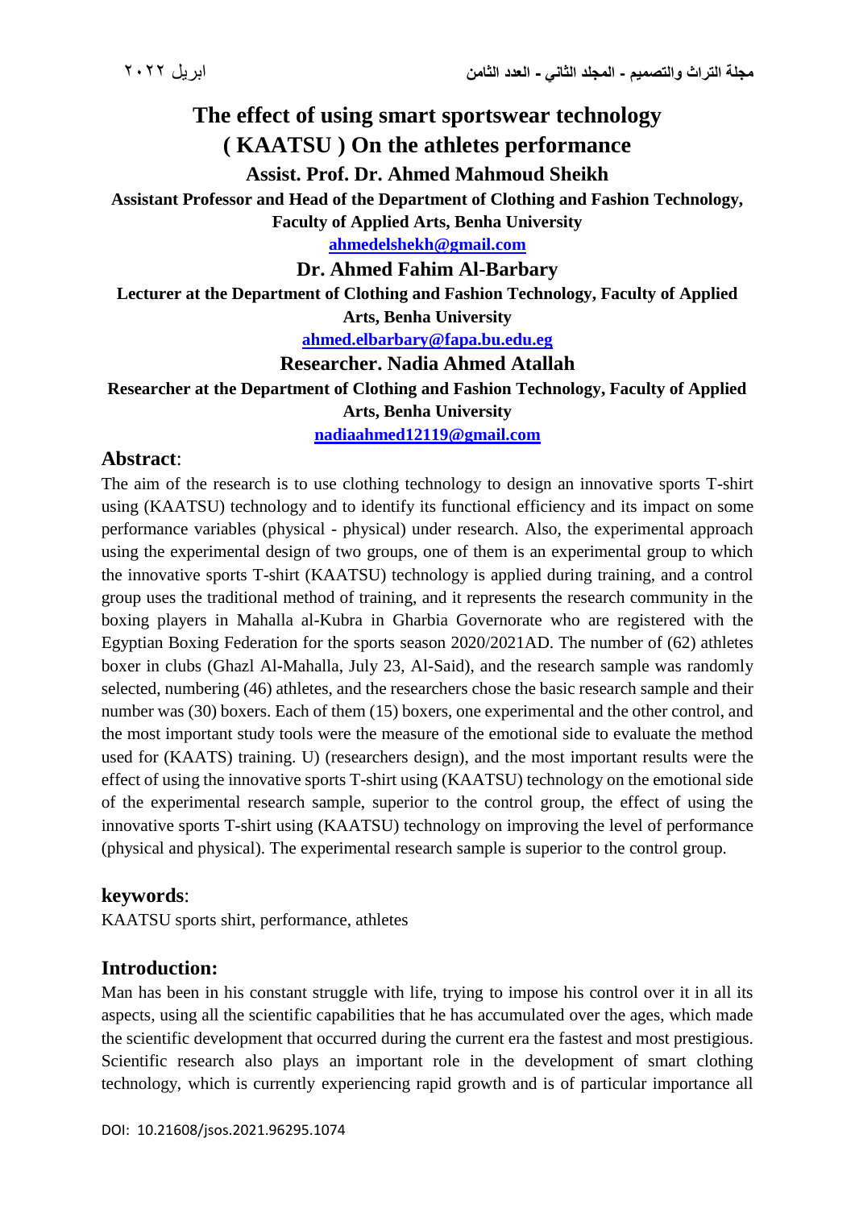# The effect of using smart sportswear technology ( KAATSU ) On the athletes performance

**Assist. Prof. Dr. Ahmed Mahmoud Sheikh**

**Assistant Professor and Head of the Department of Clothing and Fashion Technology, Faculty of Applied Arts, Benha University**

**ahmedelshekh@gmail.com**

**Dr. Ahmed Fahim Al-Barbary**

**Lecturer at the Department of Clothing and Fashion Technology, Faculty of Applied Arts, Benha University**

**ahmed.elbarbary@fapa.bu.edu.eg**

**Researcher. Nadia Ahmed Atallah**

**Researcher at the Department of Clothing and Fashion Technology, Faculty of Applied Arts, Benha University**

**nadiaahmed12119@gmail.com**

## Abstract:

The aim of the research is to use clothing technology to design an innovative sports T-shirt using (KAATSU) technology and to identify its functional efficiency and its impact on some performance variables (physical - physical) under research. Also, the experimental approach using the experimental design of two groups, one of them is an experimental group to which the innovative sports T-shirt (KAATSU) technology is applied during training, and a control group uses the traditional method of training, and it represents the research community in the boxing players in Mahalla al-Kubra in Gharbia Governorate who are registered with the Egyptian Boxing Federation for the sports season 2020/2021AD. The number of (62) athletes boxer in clubs (Ghazl Al-Mahalla, July 23, Al-Said), and the research sample was randomly selected, numbering (46) athletes, and the researchers chose the basic research sample and their number was (30) boxers. Each of them (15) boxers, one experimental and the other control, and the most important study tools were the measure of the emotional side to evaluate the method used for (KAATS) training. U) (researchers design), and the most important results were the effect of using the innovative sports T-shirt using (KAATSU) technology on the emotional side of the experimental research sample, superior to the control group, the effect of using the innovative sports T-shirt using (KAATSU) technology on improving the level of performance (physical and physical). The experimental research sample is superior to the control group.

## keywords:

KAATSU sports shirt, performance, athletes

## Introduction:

Man has been in his constant struggle with life, trying to impose his control over it in all its aspects, using all the scientific capabilities that he has accumulated over the ages, which made the scientific development that occurred during the current era the fastest and most prestigious. Scientific research also plays an important role in the development of smart clothing technology, which is currently experiencing rapid growth and is of particular importance all

DOI: 10.21608/jsos.2021.96295.1074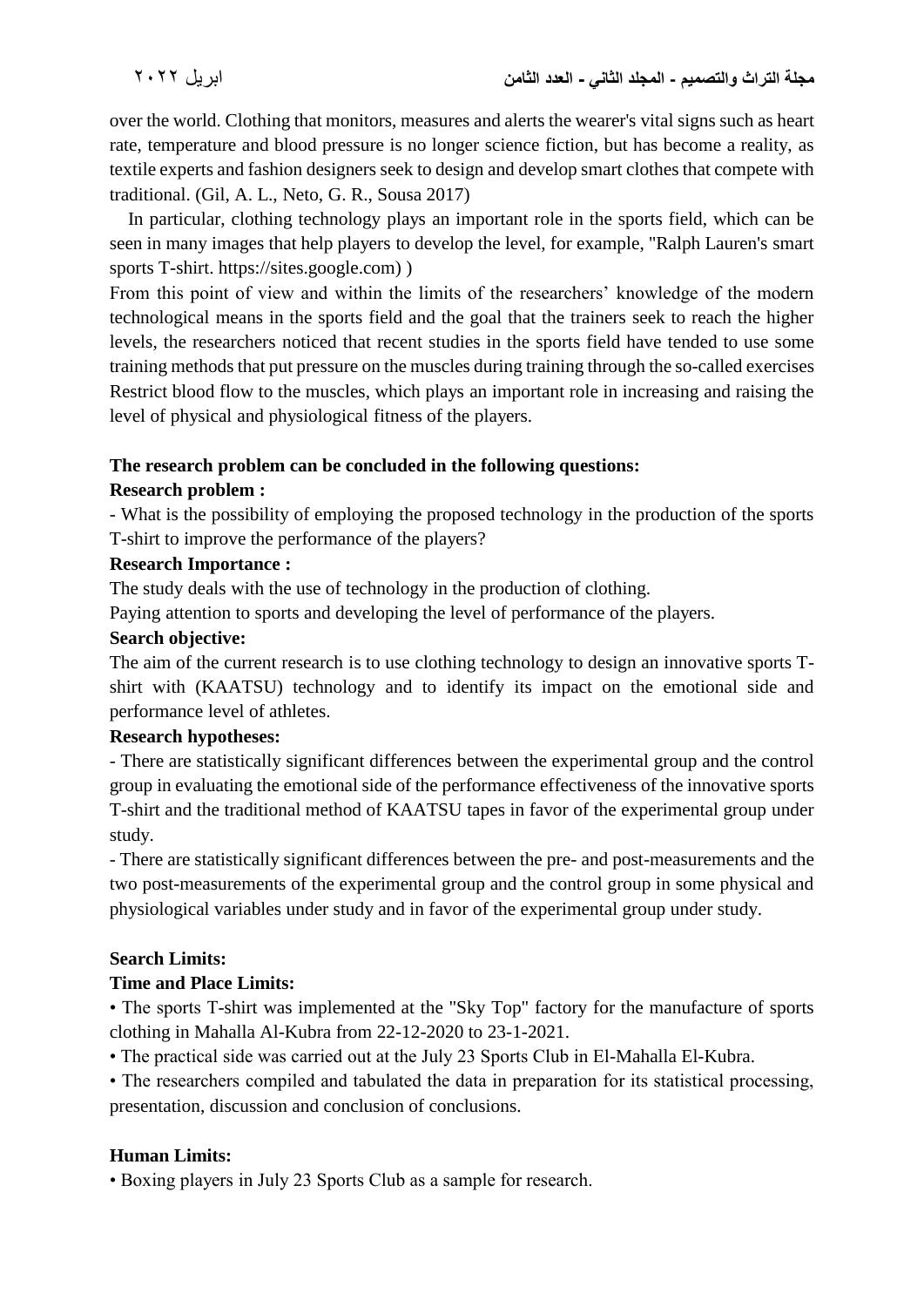over the world. Clothing that monitors, measures and alerts the wearer's vital signs such as heart rate, temperature and blood pressure is no longer science fiction, but has become a reality, as textile experts and fashion designers seek to design and develop smart clothes that compete with traditional. (Gil, A. L., Neto, G. R., Sousa 2017)

In particular, clothing technology plays an important role in the sports field, which can be seen in many images that help players to develop the level, for example, "Ralph Lauren's smart sports T-shirt. https://sites.google.com) )

From this point of view and within the limits of the researchers' knowledge of the modern technological means in the sports field and the goal that the trainers seek to reach the higher levels, the researchers noticed that recent studies in the sports field have tended to use some training methods that put pressure on the muscles during training through the so-called exercises Restrict blood flow to the muscles, which plays an important role in increasing and raising the level of physical and physiological fitness of the players.

**The research problem can be concluded in the following questions:**

**Research problem :**

- What is the possibility of employing the proposed technology in the production of the sports T-shirt to improve the performance of the players?

**Research Importance :**

The study deals with the use of technology in the production of clothing.

Paying attention to sports and developing the level of performance of the players.

**Search objective:**

The aim of the current research is to use clothing technology to design an innovative sports T-shirt with (KAATSU) technology and to identify its impact on the emotional side and performance level of athletes.

**Research hypotheses:**

- There are statistically significant differences between the experimental group and the control group in evaluating the emotional side of the performance effectiveness of the innovative sports T-shirt and the traditional method of KAATSU tapes in favor of the experimental group under study.

- There are statistically significant differences between the pre- and post-measurements and the two post-measurements of the experimental group and the control group in some physical and physiological variables under study and in favor of the experimental group under study.

**Search Limits:**

**Time and Place Limits:**

- The sports T-shirt was implemented at the "Sky Top" factory for the manufacture of sports clothing in Mahalla Al-Kubra from 22-12-2020 to 23-1-2021.
- The practical side was carried out at the July 23 Sports Club in El-Mahalla El-Kubra.
- The researchers compiled and tabulated the data in preparation for its statistical processing, presentation, discussion and conclusion of conclusions.

**Human Limits:**

- Boxing players in July 23 Sports Club as a sample for research.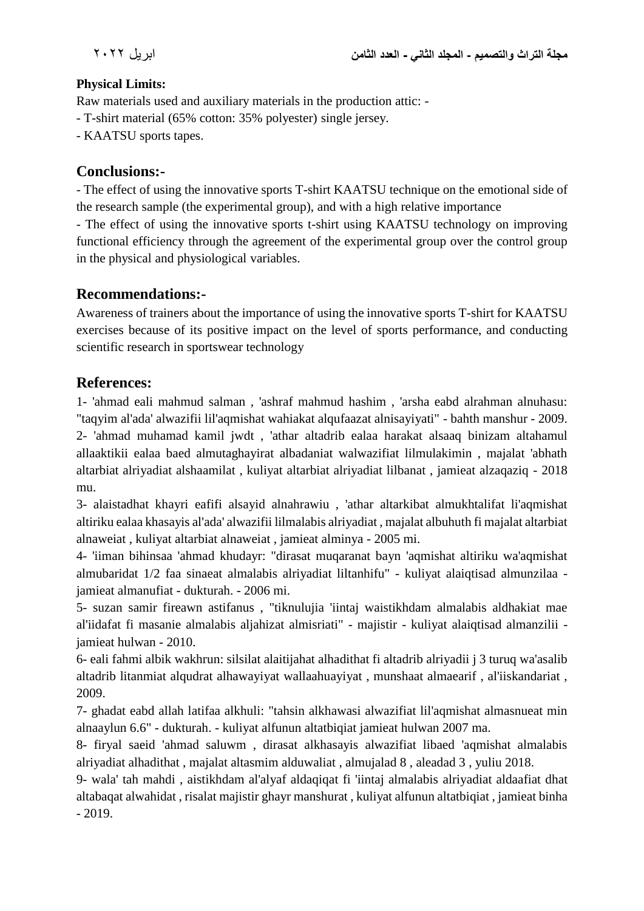**Physical Limits:**

Raw materials used and auxiliary materials in the production attic: -

- T-shirt material (65% cotton: 35% polyester) single jersey.
- KAATSU sports tapes.

## Conclusions:-

- The effect of using the innovative sports T-shirt KAATSU technique on the emotional side of the research sample (the experimental group), and with a high relative importance
- The effect of using the innovative sports t-shirt using KAATSU technology on improving functional efficiency through the agreement of the experimental group over the control group in the physical and physiological variables.

## Recommendations:-

Awareness of trainers about the importance of using the innovative sports T-shirt for KAATSU exercises because of its positive impact on the level of sports performance, and conducting scientific research in sportswear technology

## References:

1- 'ahmad eali mahmud salman , 'ashraf mahmud hashim , 'arsha eabd alrahman alnuhasu: "taqyim al'ada' alwazifii lil'aqmishat wahiakat alqufaazat alnisayiyati" - bahth manshur - 2009.

2- 'ahmad muhamad kamil jwdt , 'athar altadrib ealaa harakat alsaaq binizam altahamul allaaktikii ealaa baed almutaghayirat albadaniat walwazifiat lilmulakimin , majalat 'abhath altarbiat alriyadiat alshaamilat , kuliyat altarbiat alriyadiat lilbanat , jamieat alzaqaziq - 2018 mu.

3- alaistadhat khayri eafifi alsayid alnahrawiu , 'athar altarkibat almukhtalifat li'aqmishat altiriku ealaa khasayis al'ada' alwazifii lilmalabis alriyadiat , majalat albuhuth fi majalat altarbiat alnaweiat , kuliyat altarbiat alnaweiat , jamieat alminya - 2005 mi.

4- 'iiman bihinsaa 'ahmad khudayr: "dirasat muqaranat bayn 'aqmishat altiriku wa'aqmishat almubaridat 1/2 faa sinaeat almalabis alriyadiat liltanhifu" - kuliyat alaiqtisad almunzilaa - jamieat almanufiat - dukturah. - 2006 mi.

5- suzan samir fireawn astifanus , "tiknulujia 'iintaj waistikhdam almalabis aldhakiat mae al'iidafat fi masanie almalabis aljahizat almisriati" - majistir - kuliyat alaiqtisad almanzilii - jamieat hulwan - 2010.

6- eali fahmi albik wakhrun: silsilat alaitijahat alhadithat fi altadrib alriyadii j 3 turuq wa'asalib altadrib litanmiat alqudrat alhawayiyat wallaahuayiyat , munshaat almaearif , al'iiskandariat , 2009.

7- ghadat eabd allah latifaa alkhuli: "tahsin alkhawasi alwazifiat lil'aqmishat almasnueat min alnaaylun 6.6" - dukturah. - kuliyat alfunun altatbiqiat jamieat hulwan 2007 ma.

8- firyal saeid 'ahmad saluwm , dirasat alkhasayis alwazifiat libaed 'aqmishat almalabis alriyadiat alhadithat , majalat altasmim alduwaliat , almujalad 8 , aleadad 3 , yuliu 2018.

9- wala' tah mahdi , aistikhdam al'alyaf aldaqiqat fi 'iintaj almalabis alriyadiat aldaafiat dhat altabaqat alwahidat , risalat majistir ghayr manshurat , kuliyat alfunun altatbiqiat , jamieat binha - 2019.